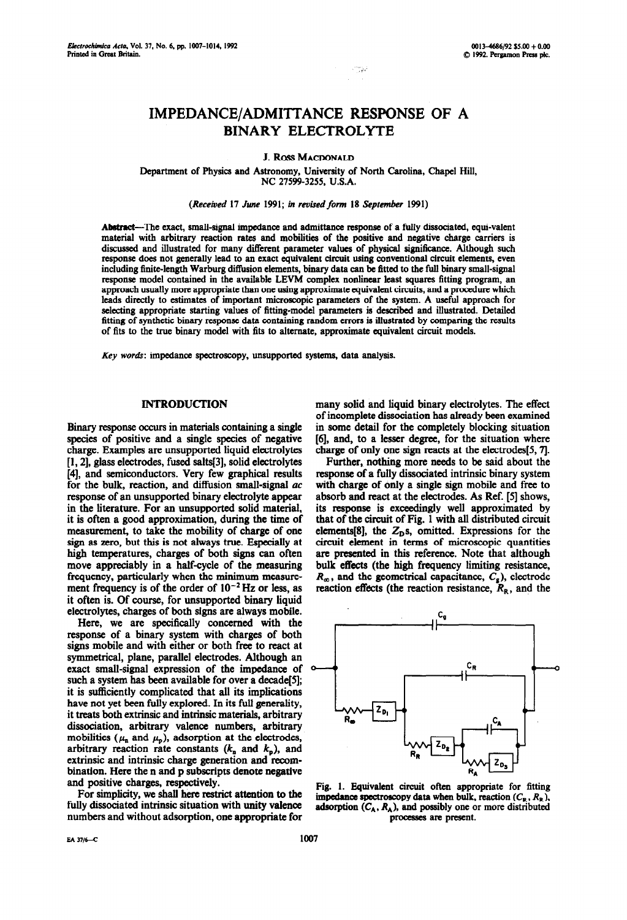# IMPEDANCE/ADMITTANCE RESPONSE OF A BINARY ELECTROLYTE

J. Ross Macdonald

Department of Physics and Astronomy, University of North Carolina, Chapel Hill, NC 27599-3255, U.S.A.

*(Received 17 June 1991; in revised form 18 September 1991)*

**Abstract**—The exact, small-signal impedance and admittance response of a fully dissociated, equi-valent material with arbitrary reaction rates and mobilities of the positive and negative charge carriers is discussed and illustrated for many different parameter values of physical significance. Although such response does not generally lead to an exact equivalent circuit using conventional circuit elements, even including finite-length Warburg diffusion elements, binary data can be fitted to the full binary small-signal response model contained in the available LEVM complex nonlinear least squares fitting program, an approach usually more appropriate than one using approximate equivalent circuits, and a procedure which leads directly to estimates of important microscopic parameters of the system. A useful approach for selecting appropriate starting values of fitting-model parameters is described and illustrated. Detailed fitting of synthetic binary response data containing random errors is illustrated by comparing the results of fits to the true binary model with fits to alternate, approximate equivalent circuit models.

*Key words*: impedance spectroscopy, unsupported systems, data analysis.

## INTRODUCTION

Binary response occurs in materials containing a single species of positive and a single species of negative charge. Examples are unsupported liquid electrolytes [1, 2], glass electrodes, fused salts[3], solid electrolytes [4], and semiconductors. Very few graphical results for the bulk, reaction, and diffusion small-signal *ac* response of an unsupported binary electrolyte appear in the literature. For an unsupported solid material, it is often a good approximation, during the time of measurement, to take the mobility of charge of one sign as zero, but this is not always true. Especially at high temperatures, charges of both signs can often move appreciably in a half-cycle of the measuring frequency, particularly when the minimum measurement frequency is of the order of $10^{-2}$ Hz or less, as it often is. Of course, for unsupported binary liquid electrolytes, charges of both signs are always mobile.

Here, we are specifically concerned with the response of a binary system with charges of both signs mobile and with either or both free to react at symmetrical, plane, parallel electrodes. Although an exact small-signal expression of the impedance of such a system has been available for over a decade[5]; it is sufficiently complicated that all its implications have not yet been fully explored. In its full generality, it treats both extrinsic and intrinsic materials, arbitrary dissociation, arbitrary valence numbers, arbitrary mobilities ($\mu_n$ and $\mu_p$), adsorption at the electrodes, arbitrary reaction rate constants ($k_n$ and $k_p$), and extrinsic and intrinsic charge generation and recombination. Here the n and p subscripts denote negative and positive charges, respectively.

For simplicity, we shall here restrict attention to the fully dissociated intrinsic situation with unity valence numbers and without adsorption, one appropriate for many solid and liquid binary electrolytes. The effect of incomplete dissociation has already been examined in some detail for the completely blocking situation [6], and, to a lesser degree, for the situation where charge of only one sign reacts at the electrodes[5, 7].

Further, nothing more needs to be said about the response of a fully dissociated intrinsic binary system with charge of only a single sign mobile and free to absorb and react at the electrodes. As Ref. [5] shows, its response is exceedingly well approximated by that of the circuit of Fig. 1 with all distributed circuit elements[8], the $Z_D$s, omitted. Expressions for the circuit element in terms of microscopic quantities are presented in this reference. Note that although bulk effects (the high frequency limiting resistance, $R_\infty$, and the geometrical capacitance, $C_g$), electrode reaction effects (the reaction resistance, $R_R$, and the

Fig. 1. Equivalent circuit often appropriate for fitting impedance spectroscopy data when bulk, reaction ($C_R$, $R_R$), adsorption ($C_A$, $R_A$), and possibly one or more distributed processes are present.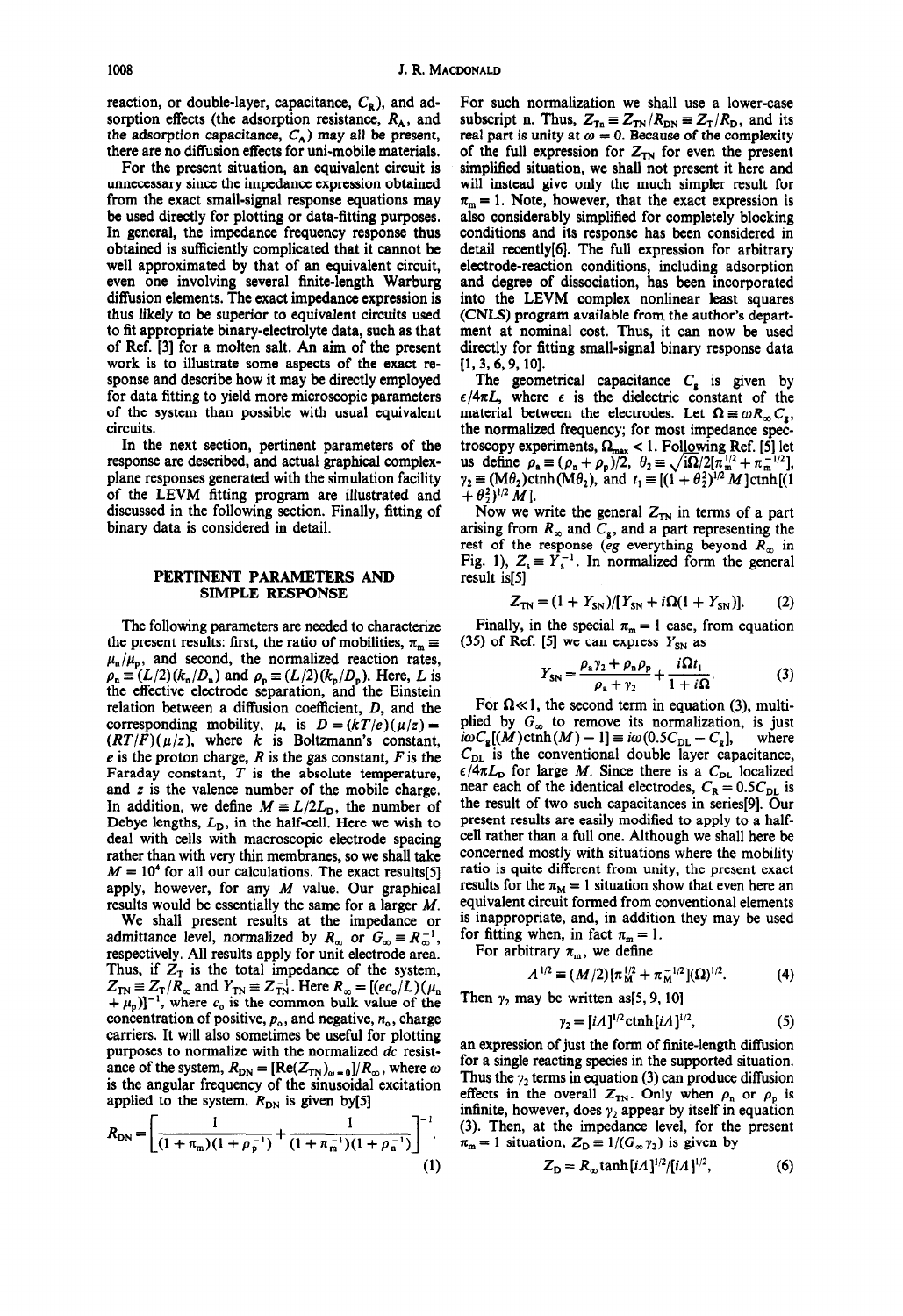reaction, or double-layer, capacitance, $C_R$), and adsorption effects (the adsorption resistance, $R_A$, and the adsorption capacitance, $C_A$) may all be present, there are no diffusion effects for uni-mobile materials.

For the present situation, an equivalent circuit is unnecessary since the impedance expression obtained from the exact small-signal response equations may be used directly for plotting or data-fitting purposes. In general, the impedance frequency response thus obtained is sufficiently complicated that it cannot be well approximated by that of an equivalent circuit, even one involving several finite-length Warburg diffusion elements. The exact impedance expression is thus likely to be superior to equivalent circuits used to fit appropriate binary-electrolyte data, such as that of Ref. [3] for a molten salt. An aim of the present work is to illustrate some aspects of the exact response and describe how it may be directly employed for data fitting to yield more microscopic parameters of the system than possible with usual equivalent circuits.

In the next section, pertinent parameters of the response are described, and actual graphical complex-plane responses generated with the simulation facility of the LEVM fitting program are illustrated and discussed in the following section. Finally, fitting of binary data is considered in detail.

## PERTINENT PARAMETERS AND SIMPLE RESPONSE

The following parameters are needed to characterize the present results: first, the ratio of mobilities, $\pi_m \equiv \mu_n/\mu_p$, and second, the normalized reaction rates, $\rho_n \equiv (L/2)(k_n/D_n)$ and $\rho_p \equiv (L/2)(k_p/D_p)$. Here, $L$ is the effective electrode separation, and the Einstein relation between a diffusion coefficient, $D$, and the corresponding mobility, $\mu$, is $D = (kT/e)(\mu/z) = (RT/F)(\mu/z)$, where $k$ is Boltzmann's constant, $e$ is the proton charge, $R$ is the gas constant, $F$ is the Faraday constant, $T$ is the absolute temperature, and $z$ is the valence number of the mobile charge. In addition, we define $M \equiv L/2L_D$, the number of Debye lengths, $L_D$, in the half-cell. Here we wish to deal with cells with macroscopic electrode spacing rather than with very thin membranes, so we shall take $M = 10^4$ for all our calculations. The exact results[5] apply, however, for any $M$ value. Our graphical results would be essentially the same for a larger $M$.

We shall present results at the impedance or admittance level, normalized by $R_\infty$ or $G_\infty \equiv R_\infty^{-1}$, respectively. All results apply for unit electrode area. Thus, if $Z_T$ is the total impedance of the system, $Z_{TN} \equiv Z_T/R_\infty$ and $Y_{TN} \equiv Z_{TN}^{-1}$. Here $R_\infty = [(ec_o/L)(\mu_n + \mu_p)]^{-1}$, where $c_o$ is the common bulk value of the concentration of positive, $p_o$, and negative, $n_o$, charge carriers. It will also sometimes be useful for plotting purposes to normalize with the normalized *dc* resistance of the system, $R_{DN} \equiv [\mathrm{Re}(Z_{TN})_{\omega=0}]/R_\infty$, where $\omega$ is the angular frequency of the sinusoidal excitation applied to the system. $R_{DN}$ is given by[5]

$$R_{DN} = \left[\frac{1}{(1+\pi_m)(1+\rho_p^{-1})} + \frac{1}{(1+\pi_m^{-1})(1+\rho_n^{-1})}\right]^{-1} \tag{1}$$

For such normalization we shall use a lower-case subscript n. Thus, $Z_{Tn} \equiv Z_{TN}/R_{DN} \equiv Z_T/R_D$, and its real part is unity at $\omega = 0$. Because of the complexity of the full expression for $Z_{TN}$ for even the present simplified situation, we shall not present it here and will instead give only the much simpler result for $\pi_m = 1$. Note, however, that the exact expression is also considerably simplified for completely blocking conditions and its response has been considered in detail recently[6]. The full expression for arbitrary electrode-reaction conditions, including adsorption and degree of dissociation, has been incorporated into the LEVM complex nonlinear least squares (CNLS) program available from the author's department at nominal cost. Thus, it can now be used directly for fitting small-signal binary response data [1, 3, 6, 9, 10].

The geometrical capacitance $C_g$ is given by $\epsilon/4\pi L$, where $\epsilon$ is the dielectric constant of the material between the electrodes. Let $\Omega \equiv \omega R_\infty C_g$, the normalized frequency; for most impedance spectroscopy experiments, $\Omega_{max} < 1$. Following Ref. [5] let us define $\rho_a \equiv (\rho_n + \rho_p)/2$, $\theta_2 \equiv \sqrt{i\Omega/2}[\pi_m^{1/2} + \pi_m^{-1/2}]$, $\gamma_2 \equiv (M\theta_2)\mathrm{ctnh}(M\theta_2)$, and $t_1 \equiv [(1+\theta_2^2)^{1/2}M]\mathrm{ctnh}[(1+\theta_2^2)^{1/2}M]$.

Now we write the general $Z_{TN}$ in terms of a part arising from $R_\infty$ and $C_g$, and a part representing the rest of the response (*eg* everything beyond $R_\infty$ in Fig. 1), $Z_s \equiv Y_s^{-1}$. In normalized form the general result is[5]

$$Z_{TN} = (1 + Y_{SN})/[Y_{SN} + i\Omega(1 + Y_{SN})]. \tag{2}$$

Finally, in the special $\pi_m = 1$ case, from equation (35) of Ref. [5] we can express $Y_{SN}$ as

$$Y_{SN} = \frac{\rho_a\gamma_2 + \rho_n\rho_p}{\rho_a + \gamma_2} + \frac{i\Omega t_1}{1 + i\Omega}. \tag{3}$$

For $\Omega \ll 1$, the second term in equation (3), multiplied by $G_\infty$ to remove its normalization, is just $i\omega C_g[(M)\mathrm{ctnh}(M) - 1] \equiv i\omega(0.5C_{DL} - C_g)$, where $C_{DL}$ is the conventional double layer capacitance, $\epsilon/4\pi L_D$ for large $M$. Since there is a $C_{DL}$ localized near each of the identical electrodes, $C_R = 0.5C_{DL}$ is the result of two such capacitances in series[9]. Our present results are easily modified to apply to a half-cell rather than a full one. Although we shall here be concerned mostly with situations where the mobility ratio is quite different from unity, the present exact results for the $\pi_M = 1$ situation show that even here an equivalent circuit formed from conventional elements is inappropriate, and, in addition they may be used for fitting when, in fact $\pi_m = 1$.

For arbitrary $\pi_m$, we define

$$A^{1/2} \equiv (M/2)[\pi_M^{1/2} + \pi_M^{-1/2}](\Omega)^{1/2}. \tag{4}$$

Then $\gamma_2$ may be written as[5, 9, 10]

$$\gamma_2 = [iA]^{1/2}\mathrm{ctnh}[iA]^{1/2}, \tag{5}$$

an expression of just the form of finite-length diffusion for a single reacting species in the supported situation. Thus the $\gamma_2$ terms in equation (3) can produce diffusion effects in the overall $Z_{TN}$. Only when $\rho_n$ or $\rho_p$ is infinite, however, does $\gamma_2$ appear by itself in equation (3). Then, at the impedance level, for the present $\pi_m = 1$ situation, $Z_D \equiv 1/(G_\infty\gamma_2)$ is given by

$$Z_D = R_\infty \tanh[iA]^{1/2}/[iA]^{1/2}, \tag{6}$$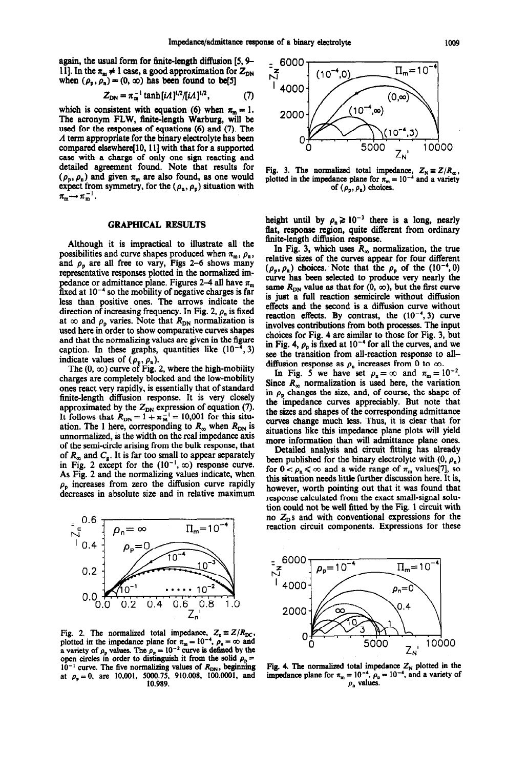again, the usual form for finite-length diffusion [5, 9–11]. In the $\pi_m \neq 1$ case, a good approximation for $Z_{DN}$ when $(\rho_p, \rho_n) = (0, \infty)$ has been found to be[5]

$$Z_{DN} = \pi_m^{-1} \tanh[i\Lambda]^{1/2}/[i\Lambda]^{1/2}, \quad (7)$$

which is consistent with equation (6) when $\pi_m = 1$. The acronym FLW, finite-length Warburg, will be used for the responses of equations (6) and (7). The $\Lambda$ term appropriate for the binary electrolyte has been compared elsewhere[10, 11] with that for a supported case with a charge of only one sign reacting and detailed agreement found. Note that results for $(\rho_p, \rho_n)$ and given $\pi_m$ are also found, as one would expect from symmetry, for the $(\rho_n, \rho_p)$ situation with $\pi_m \rightarrow \pi_m^{-1}$.

## GRAPHICAL RESULTS

Although it is impractical to illustrate all the possibilities and curve shapes produced when $\pi_m$, $\rho_n$, and $\rho_p$ are all free to vary, Figs 2–6 shows many representative responses plotted in the normalized impedance or admittance plane. Figures 2–4 all have $\pi_m$ fixed at $10^{-4}$ so the mobility of negative charges is far less than positive ones. The arrows indicate the direction of increasing frequency. In Fig. 2, $\rho_n$ is fixed at $\infty$ and $\rho_p$ varies. Note that $R_{DN}$ normalization is used here in order to show comparative curves shapes and that the normalizing values are given in the figure caption. In these graphs, quantities like $(10^{-4}, 3)$ indicate values of $(\rho_p, \rho_n)$.

The $(0, \infty)$ curve of Fig. 2, where the high-mobility charges are completely blocked and the low-mobility ones react very rapidly, is essentially that of standard finite-length diffusion response. It is very closely approximated by the $Z_{DN}$ expression of equation (7). It follows that $R_{DN} = 1 + \pi_M^{-1} = 10{,}001$ for this situation. The 1 here, corresponding to $R_\infty$ when $R_{DN}$ is unnormalized, is the width on the real impedance axis of the semi-circle arising from the bulk response, that of $R_\infty$ and $C_g$. It is far too small to appear separately in Fig. 2 except for the $(10^{-1}, \infty)$ response curve. As Fig. 2 and the normalizing values indicate, when $\rho_p$ increases from zero the diffusion curve rapidly decreases in absolute size and in relative maximum height until by $\rho_n \geqslant 10^{-3}$ there is a long, nearly flat, response region, quite different from ordinary finite-length diffusion response.

Fig. 2. The normalized total impedance, $Z_n \equiv Z/R_{DC}$, plotted in the impedance plane for $\pi_m = 10^{-4}$, $\rho_n = \infty$ and a variety of $\rho_p$ values. The $\rho_p = 10^{-2}$ curve is defined by the open circles in order to distinguish it from the solid $\rho_p = 10^{-1}$ curve. The five normalizing values of $R_{DN}$, beginning at $\rho_p = 0$, are 10,001, 5000.75, 910.008, 100.0001, and 10.989.

Fig. 3. The normalized total impedance, $Z_N \equiv Z/R_\infty$, plotted in the impedance plane for $\pi_m = 10^{-4}$ and a variety of $(\rho_p, \rho_n)$ choices.

In Fig. 3, which uses $R_\infty$ normalization, the true relative sizes of the curves appear for four different $(\rho_p, \rho_n)$ choices. Note that the $\rho_p$ of the $(10^{-4}, 0)$ curve has been selected to produce very nearly the same $R_{DN}$ value as that for $(0, \infty)$, but the first curve is just a full reaction semicircle without diffusion effects and the second is a diffusion curve without reaction effects. By contrast, the $(10^{-4}, 3)$ curve involves contributions from both processes. The input choices for Fig. 4 are similar to those for Fig. 3, but in Fig. 4, $\rho_p$ is fixed at $10^{-4}$ for all the curves, and we see the transition from all-reaction response to all-diffusion response as $\rho_n$ increases from 0 to $\infty$.

In Fig. 5 we have set $\rho_n = \infty$ and $\pi_m = 10^{-2}$. Since $R_\infty$ normalization is used here, the variation in $\rho_p$ changes the size, and, of course, the shape of the impedance curves appreciably. But note that the sizes and shapes of the corresponding admittance curves change much less. Thus, it is clear that for situations like this impedance plane plots will yield more information than will admittance plane ones.

Detailed analysis and circuit fitting has already been published for the binary electrolyte with $(0, \rho_n)$ for $0 < \rho_n \leqslant \infty$ and a wide range of $\pi_m$ values[7], so this situation needs little further discussion here. It is, however, worth pointing out that it was found that response calculated from the exact small-signal solution could not be well fitted by the Fig. 1 circuit with no $Z_D$s and with conventional expressions for the reaction circuit components. Expressions for these

Fig. 4. The normalized total impedance $Z_N$ plotted in the impedance plane for $\pi_m = 10^{-4}$, $\rho_p = 10^{-4}$, and a variety of $\rho_n$ values.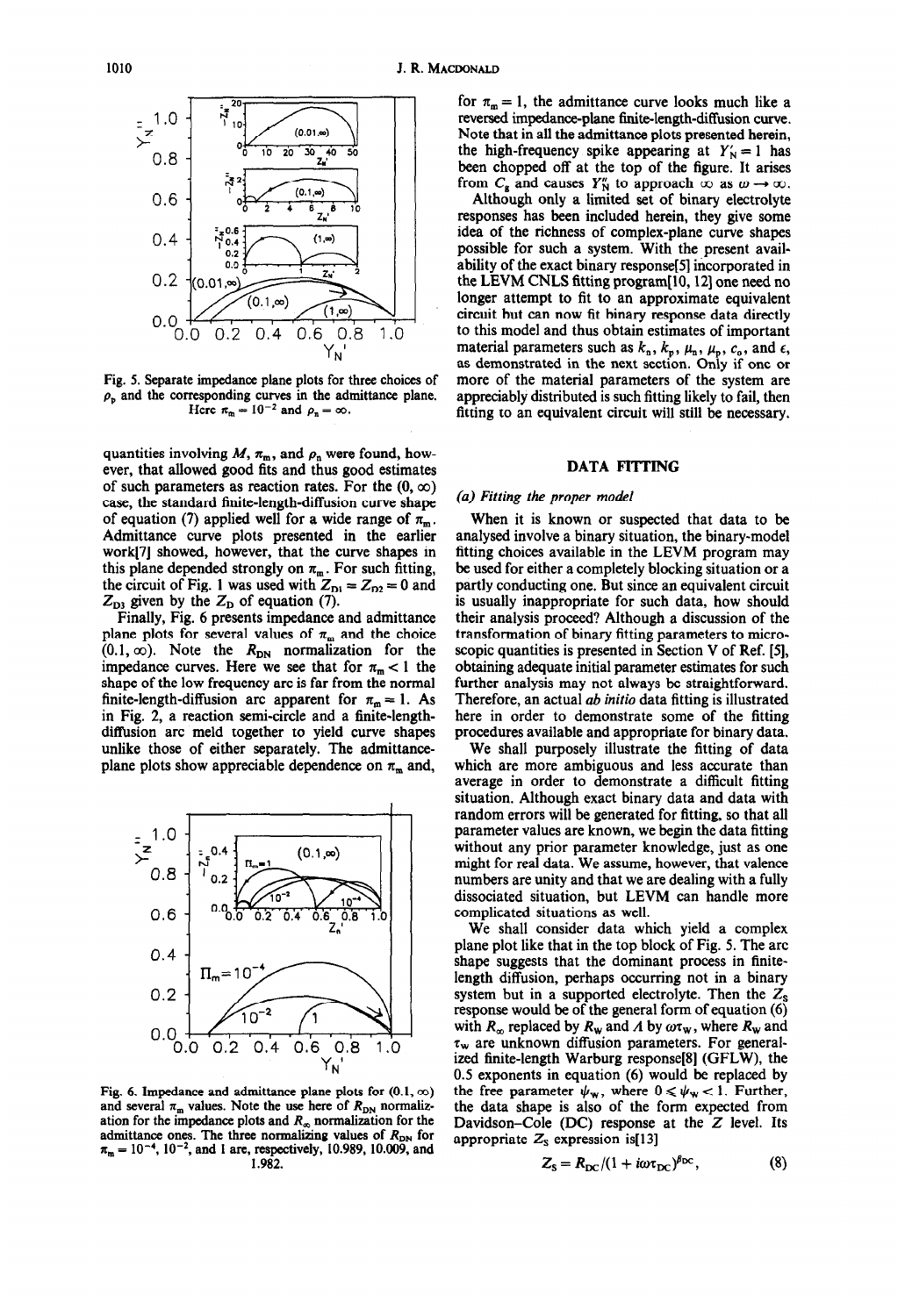$Y_N''$ 1.0 0.8 0.6 0.4 0.2 0.0

$-Z_N''$ 20 10 0 (0.01,∞) 0 10 20 30 40 50 $Z_N'$

$-Z_N''$ 2 0 (0.1,∞) 0 2 4 6 8 10 $Z_N'$

$-Z_N''$ 0.6 0.4 0.2 0.0 (1,∞) 0 1 2 $Z_N'$

(0.01,∞) (0.1,∞) (1,∞)

0.0 0.2 0.4 0.6 0.8 1.0 $Y_N'$

Fig. 5. Separate impedance plane plots for three choices of $\rho_p$ and the corresponding curves in the admittance plane. Here $\pi_m = 10^{-2}$ and $\rho_n = \infty$.

quantities involving $M$, $\pi_m$, and $\rho_n$ were found, however, that allowed good fits and thus good estimates of such parameters as reaction rates. For the $(0, \infty)$ case, the standard finite-length-diffusion curve shape of equation (7) applied well for a wide range of $\pi_m$. Admittance curve plots presented in the earlier work[7] showed, however, that the curve shapes in this plane depended strongly on $\pi_m$. For such fitting, the circuit of Fig. 1 was used with $Z_{D1} = Z_{D2} = 0$ and $Z_{D3}$ given by the $Z_D$ of equation (7).

Finally, Fig. 6 presents impedance and admittance plane plots for several values of $\pi_m$ and the choice $(0.1, \infty)$. Note the $R_{DN}$ normalization for the impedance curves. Here we see that for $\pi_m < 1$ the shape of the low frequency arc is far from the normal finite-length-diffusion arc apparent for $\pi_m = 1$. As in Fig. 2, a reaction semi-circle and a finite-length-diffusion arc meld together to yield curve shapes unlike those of either separately. The admittance-plane plots show appreciable dependence on $\pi_m$ and,

$Y_N''$ 1.0 0.8 0.6 0.4 0.2 0.0

$-Z_N''$ 0.4 0.2 0.0 $\Pi_m=1$ (0.1,∞) $10^{-2}$ $10^{-4}$ 0.0 0.2 0.4 0.6 0.8 1.0 $Z_N'$

$\Pi_m=10^{-4}$ $10^{-2}$ 1

0.0 0.2 0.4 0.6 0.8 1.0 $Y_N'$

Fig. 6. Impedance and admittance plane plots for $(0.1, \infty)$ and several $\pi_m$ values. Note the use here of $R_{DN}$ normalization for the impedance plots and $R_\infty$ normalization for the admittance ones. The three normalizing values of $R_{DN}$ for $\pi_m = 10^{-4}$, $10^{-2}$, and 1 are, respectively, 10.989, 10.009, and 1.982.

for $\pi_m = 1$, the admittance curve looks much like a reversed impedance-plane finite-length-diffusion curve. Note that in all the admittance plots presented herein, the high-frequency spike appearing at $Y_N' = 1$ has been chopped off at the top of the figure. It arises from $C_g$ and causes $Y_N''$ to approach $\infty$ as $\omega \to \infty$.

Although only a limited set of binary electrolyte responses has been included herein, they give some idea of the richness of complex-plane curve shapes possible for such a system. With the present availability of the exact binary response[5] incorporated in the LEVM CNLS fitting program[10, 12] one need no longer attempt to fit to an approximate equivalent circuit but can now fit binary response data directly to this model and thus obtain estimates of important material parameters such as $k_n$, $k_p$, $\mu_n$, $\mu_p$, $c_0$, and $\epsilon$, as demonstrated in the next section. Only if one or more of the material parameters of the system are appreciably distributed is such fitting likely to fail, then fitting to an equivalent circuit will still be necessary.

## DATA FITTING

*(a) Fitting the proper model*

When it is known or suspected that data to be analysed involve a binary situation, the binary-model fitting choices available in the LEVM program may be used for either a completely blocking situation or a partly conducting one. But since an equivalent circuit is usually inappropriate for such data, how should their analysis proceed? Although a discussion of the transformation of binary fitting parameters to microscopic quantities is presented in Section V of Ref. [5], obtaining adequate initial parameter estimates for such further analysis may not always be straightforward. Therefore, an actual *ab initio* data fitting is illustrated here in order to demonstrate some of the fitting procedures available and appropriate for binary data.

We shall purposely illustrate the fitting of data which are more ambiguous and less accurate than average in order to demonstrate a difficult fitting situation. Although exact binary data and data with random errors will be generated for fitting, so that all parameter values are known, we begin the data fitting without any prior parameter knowledge, just as one might for real data. We assume, however, that valence numbers are unity and that we are dealing with a fully dissociated situation, but LEVM can handle more complicated situations as well.

We shall consider data which yield a complex plane plot like that in the top block of Fig. 5. The arc shape suggests that the dominant process in finite-length diffusion, perhaps occurring not in a binary system but in a supported electrolyte. Then the $Z_S$ response would be of the general form of equation (6) with $R_\infty$ replaced by $R_W$ and $A$ by $\omega\tau_W$, where $R_W$ and $\tau_W$ are unknown diffusion parameters. For generalized finite-length Warburg response[8] (GFLW), the 0.5 exponents in equation (6) would be replaced by the free parameter $\psi_W$, where $0 \leqslant \psi_W < 1$. Further, the data shape is also of the form expected from Davidson–Cole (DC) response at the $Z$ level. Its appropriate $Z_S$ expression is[13]

$$Z_S = R_{DC}/(1 + i\omega\tau_{DC})^{\beta_{DC}}, \tag{8}$$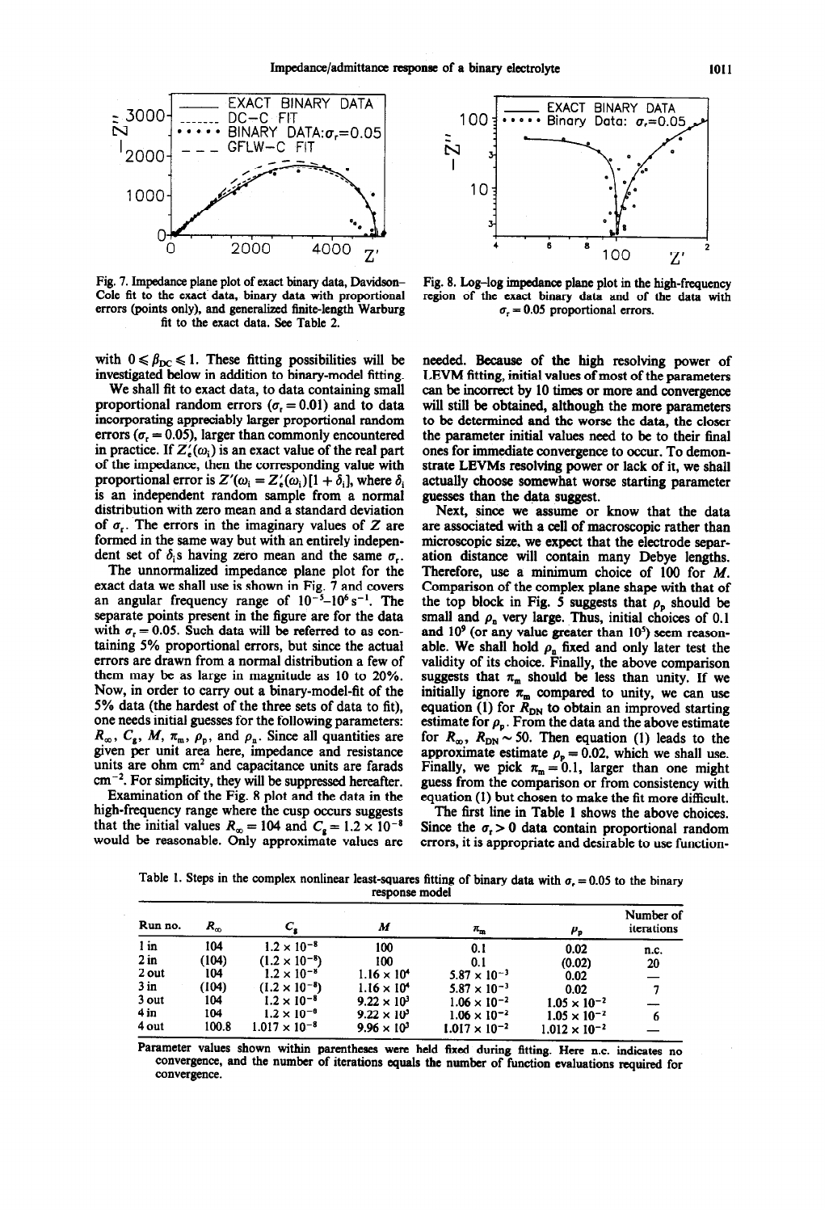Fig. 7. Impedance plane plot of exact binary data, Davidson–Cole fit to the exact data, binary data with proportional errors (points only), and generalized finite-length Warburg fit to the exact data. See Table 2.

Fig. 8. Log–log impedance plane plot in the high-frequency region of the exact binary data and of the data with $\sigma_r = 0.05$ proportional errors.

with $0 \leqslant \beta_{DC} \leqslant 1$. These fitting possibilities will be investigated below in addition to binary-model fitting.

We shall fit to exact data, to data containing small proportional random errors ($\sigma_r = 0.01$) and to data incorporating appreciably larger proportional random errors ($\sigma_r = 0.05$), larger than commonly encountered in practice. If $Z'_e(\omega_i)$ is an exact value of the real part of the impedance, then the corresponding value with proportional error is $Z'(\omega_i = Z'_e(\omega_i)[1 + \delta_i]$, where $\delta_i$ is an independent random sample from a normal distribution with zero mean and a standard deviation of $\sigma_r$. The errors in the imaginary values of $Z$ are formed in the same way but with an entirely independent set of $\delta_i$s having zero mean and the same $\sigma_r$.

The unnormalized impedance plane plot for the exact data we shall use is shown in Fig. 7 and covers an angular frequency range of $10^{-5}$–$10^{6}\,s^{-1}$. The separate points present in the figure are for the data with $\sigma_r = 0.05$. Such data will be referred to as containing 5% proportional errors, but since the actual errors are drawn from a normal distribution a few of them may be as large in magnitude as 10 to 20%. Now, in order to carry out a binary-model-fit of the 5% data (the hardest of the three sets of data to fit), one needs initial guesses for the following parameters: $R_\infty$, $C_g$, $M$, $\pi_m$, $\rho_p$, and $\rho_n$. Since all quantities are given per unit area here, impedance and resistance units are ohm cm$^2$ and capacitance units are farads cm$^{-2}$. For simplicity, they will be suppressed hereafter.

Examination of the Fig. 8 plot and the data in the high-frequency range where the cusp occurs suggests that the initial values $R_\infty = 104$ and $C_g = 1.2 \times 10^{-8}$ would be reasonable. Only approximate values are needed. Because of the high resolving power of LEVM fitting, initial values of most of the parameters can be incorrect by 10 times or more and convergence will still be obtained, although the more parameters to be determined and the worse the data, the closer the parameter initial values need to be to their final ones for immediate convergence to occur. To demonstrate LEVMs resolving power or lack of it, we shall actually choose somewhat worse starting parameter guesses than the data suggest.

Next, since we assume or know that the data are associated with a cell of macroscopic rather than microscopic size, we expect that the electrode separation distance will contain many Debye lengths. Therefore, use a minimum choice of 100 for $M$. Comparison of the complex plane shape with that of the top block in Fig. 5 suggests that $\rho_p$ should be small and $\rho_n$ very large. Thus, initial choices of 0.1 and $10^9$ (or any value greater than $10^5$) seem reasonable. We shall hold $\rho_n$ fixed and only later test the validity of its choice. Finally, the above comparison suggests that $\pi_m$ should be less than unity. If we initially ignore $\pi_m$ compared to unity, we can use equation (1) for $R_{DN}$ to obtain an improved starting estimate for $\rho_p$. From the data and the above estimate for $R_\infty$, $R_{DN} \sim 50$. Then equation (1) leads to the approximate estimate $\rho_p = 0.02$, which we shall use. Finally, we pick $\pi_m = 0.1$, larger than one might guess from the comparison or from consistency with equation (1) but chosen to make the fit more difficult.

The first line in Table 1 shows the above choices. Since the $\sigma_r > 0$ data contain proportional random errors, it is appropriate and desirable to use function-

Table 1. Steps in the complex nonlinear least-squares fitting of binary data with $\sigma_r = 0.05$ to the binary response model

| Run no. | $R_\infty$ | $C_g$ | $M$ | $\pi_m$ | $\rho_p$ | Number of iterations |
|---|---|---|---|---|---|---|
| 1 in | 104 | $1.2 \times 10^{-8}$ | 100 | 0.1 | 0.02 | n.c. |
| 2 in | (104) | $(1.2 \times 10^{-8})$ | 100 | 0.1 | (0.02) | 20 |
| 2 out | 104 | $1.2 \times 10^{-8}$ | $1.16 \times 10^{4}$ | $5.87 \times 10^{-3}$ | 0.02 | — |
| 3 in | (104) | $(1.2 \times 10^{-8})$ | $1.16 \times 10^{4}$ | $5.87 \times 10^{-3}$ | 0.02 | 7 |
| 3 out | 104 | $1.2 \times 10^{-8}$ | $9.22 \times 10^{3}$ | $1.06 \times 10^{-2}$ | $1.05 \times 10^{-2}$ | — |
| 4 in | 104 | $1.2 \times 10^{-8}$ | $9.22 \times 10^{3}$ | $1.06 \times 10^{-2}$ | $1.05 \times 10^{-2}$ | 6 |
| 4 out | 100.8 | $1.017 \times 10^{-8}$ | $9.96 \times 10^{3}$ | $1.017 \times 10^{-2}$ | $1.012 \times 10^{-2}$ | — |

Parameter values shown within parentheses were held fixed during fitting. Here n.c. indicates no convergence, and the number of iterations equals the number of function evaluations required for convergence.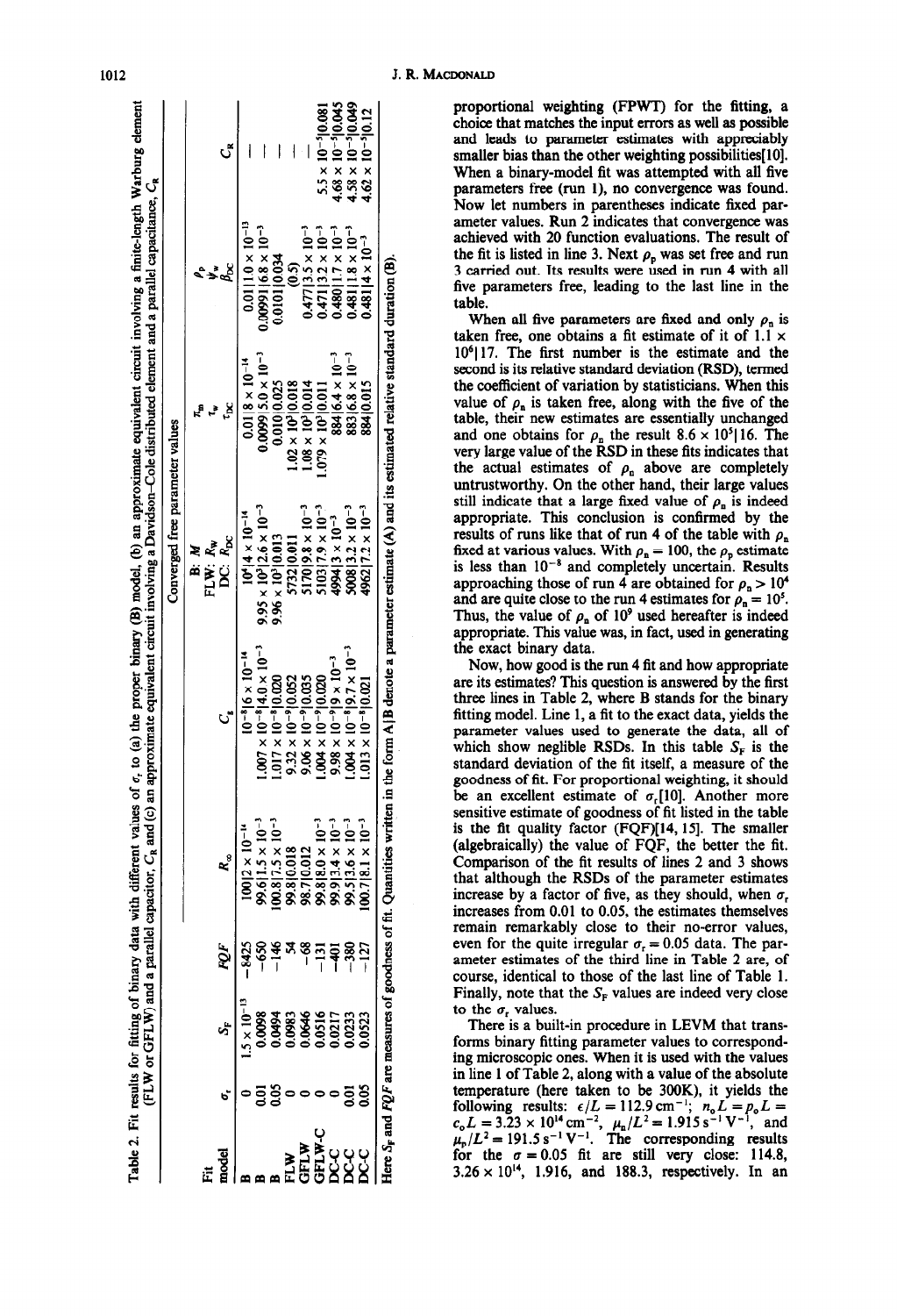Table 2. Fit results for fitting of binary data with different values of $\sigma_r$ to (a) the proper binary (B) model, (b) an approximate equivalent circuit involving a finite-length Warburg element (FLW or GFLW) and a parallel capacitor, $C_R$ and (c) an approximate equivalent circuit involving a Davidson-Cole distributed element and a parallel capacitance, $C_R$

| Fit model | $\sigma_r$ | $S_F$ | $FQF$ | $R_\infty$ | $C_g$ | B: $M$ FLW: $R_W$ DC: $R_{DC}$ | $\pi_m$ $\tau_w$ $\tau_{DC}$ | $\rho_p$ $\psi_w$ $\beta_{DC}$ | $C_R$ |
|---|---|---|---|---|---|---|---|---|---|
| | | | | Converged free parameter values | | | | | |
| B | 0 | $1.5 \times 10^{-13}$ | −8425 | $100\|2 \times 10^{-14}$ | $10^{-8}\|6 \times 10^{-14}$ | $10^{4}\|4 \times 10^{-14}$ | $0.01\|8 \times 10^{-14}$ | $0.01\|1.0 \times 10^{-13}$ | — |
| B | 0.01 | 0.0098 | −650 | $99.6\|1.5 \times 10^{-3}$ | $1.007 \times 10^{-8}\|4.0 \times 10^{-3}$ | $9.95 \times 10^{3}\|2.6 \times 10^{-3}$ | $0.0099\|5.0 \times 10^{-3}$ | $0.00991\|6.8 \times 10^{-3}$ | — |
| B | 0.05 | 0.0494 | −146 | $100.8\|7.5 \times 10^{-3}$ | $1.017 \times 10^{-8}\|0.020$ | $9.96 \times 10^{3}\|0.013$ | $0.010\|0.025$ | $0.0101\|0.034$ | — |
| FLW | 0 | 0.0983 | 54 | $99.8\|0.018$ | $9.32 \times 10^{-9}\|0.052$ | $5732\|0.011$ | $1.02 \times 10^{3}\|0.018$ | (0.5) | — |
| GFLW | 0 | 0.0646 | −68 | $98.7\|0.012$ | $9.06 \times 10^{-9}\|0.035$ | $5170\|9.8 \times 10^{-3}$ | $1.08 \times 10^{3}\|0.014$ | $0.477\|3.5 \times 10^{-3}$ | — |
| GFLW-C | 0 | 0.0516 | −131 | $99.8\|8.0 \times 10^{-3}$ | $1.004 \times 10^{-8}\|0.020$ | $5103\|7.9 \times 10^{-3}$ | $1.079 \times 10^{3}\|0.011$ | $0.471\|3.2 \times 10^{-3}$ | $5.5 \times 10^{-5}\|0.081$ |
| DC-C | 0 | 0.0217 | −401 | $99.9\|3.4 \times 10^{-3}$ | $9.98 \times 10^{-9}\|9 \times 10^{-3}$ | $4994\|3 \times 10^{-3}$ | $884\|6.4 \times 10^{-3}$ | $0.480\|1.7 \times 10^{-3}$ | $4.68 \times 10^{-5}\|0.045$ |
| DC-C | 0.01 | 0.0233 | −380 | $99.5\|3.6 \times 10^{-3}$ | $1.004 \times 10^{-8}\|9.7 \times 10^{-3}$ | $5008\|3.2 \times 10^{-3}$ | $883\|6.8 \times 10^{-3}$ | $0.481\|1.8 \times 10^{-3}$ | $4.58 \times 10^{-5}\|0.049$ |
| DC-C | 0.05 | 0.0523 | −127 | $100.7\|8.1 \times 10^{-3}$ | $1.013 \times 10^{-8}\|0.021$ | $4962\|7.2 \times 10^{-3}$ | $884\|0.015$ | $0.481\|4 \times 10^{-3}$ | $4.62 \times 10^{-5}\|0.12$ |

Here $S_F$ and $FQF$ are measures of goodness of fit. Quantities written in the form A|B denote a parameter estimate (A) and its estimated relative standard duration (B).

proportional weighting (FPWT) for the fitting, a choice that matches the input errors as well as possible and leads to parameter estimates with appreciably smaller bias than the other weighting possibilities[10]. When a binary-model fit was attempted with all five parameters free (run 1), no convergence was found. Now let numbers in parentheses indicate fixed parameter values. Run 2 indicates that convergence was achieved with 20 function evaluations. The result of the fit is listed in line 3. Next $\rho_p$ was set free and run 3 carried out. Its results were used in run 4 with all five parameters free, leading to the last line in the table.

When all five parameters are fixed and only $\rho_n$ is taken free, one obtains a fit estimate of it of $1.1 \times 10^{6}|17$. The first number is the estimate and the second is its relative standard deviation (RSD), termed the coefficient of variation by statisticians. When this value of $\rho_n$ is taken free, along with the five of the table, their new estimates are essentially unchanged and one obtains for $\rho_n$ the result $8.6 \times 10^{5}|16$. The very large value of the RSD in these fits indicates that the actual estimates of $\rho_n$ above are completely untrustworthy. On the other hand, their large values still indicate that a large fixed value of $\rho_n$ is indeed appropriate. This conclusion is confirmed by the results of runs like that of run 4 of the table with $\rho_n$ fixed at various values. With $\rho_n = 100$, the $\rho_p$ estimate is less than $10^{-8}$ and completely uncertain. Results approaching those of run 4 are obtained for $\rho_n > 10^{4}$ and are quite close to the run 4 estimates for $\rho_n = 10^{5}$. Thus, the value of $\rho_n$ of $10^{9}$ used hereafter is indeed appropriate. This value was, in fact, used in generating the exact binary data.

Now, how good is the run 4 fit and how appropriate are its estimates? This question is answered by the first three lines in Table 2, where B stands for the binary fitting model. Line 1, a fit to the exact data, yields the parameter values used to generate the data, all of which show neglible RSDs. In this table $S_F$ is the standard deviation of the fit itself, a measure of the goodness of fit. For proportional weighting, it should be an excellent estimate of $\sigma_r$[10]. Another more sensitive estimate of goodness of fit listed in the table is the fit quality factor (FQF)[14, 15]. The smaller (algebraically) the value of FQF, the better the fit. Comparison of the fit results of lines 2 and 3 shows that although the RSDs of the parameter estimates increase by a factor of five, as they should, when $\sigma_r$ increases from 0.01 to 0.05, the estimates themselves remain remarkably close to their no-error values, even for the quite irregular $\sigma_r = 0.05$ data. The parameter estimates of the third line in Table 2 are, of course, identical to those of the last line of Table 1. Finally, note that the $S_F$ values are indeed very close to the $\sigma_r$ values.

There is a built-in procedure in LEVM that transforms binary fitting parameter values to corresponding microscopic ones. When it is used with the values in line 1 of Table 2, along with a value of the absolute temperature (here taken to be 300K), it yields the following results: $\epsilon/L = 112.9\ \mathrm{cm}^{-1}$; $n_o L = p_o L = c_o L = 3.23 \times 10^{14}\ \mathrm{cm}^{-2}$, $\mu_n/L^2 = 1.915\ \mathrm{s}^{-1}\mathrm{V}^{-1}$, and $\mu_p/L^2 = 191.5\ \mathrm{s}^{-1}\mathrm{V}^{-1}$. The corresponding results for the $\sigma = 0.05$ fit are still very close: 114.8, $3.26 \times 10^{14}$, 1.916, and 188.3, respectively. In an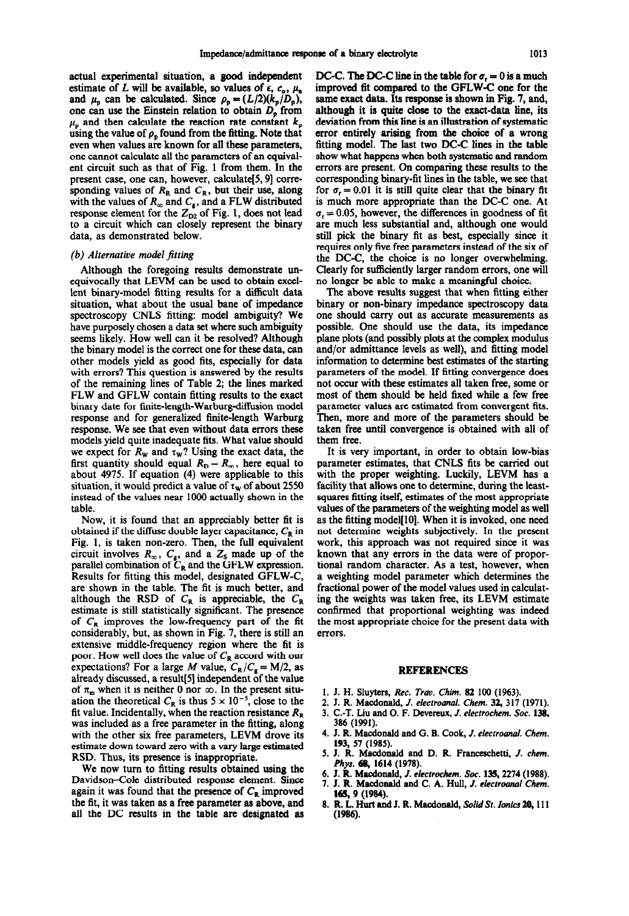actual experimental situation, a good independent estimate of $L$ will be available, so values of $\epsilon$, $c_0$, $\mu_n$ and $\mu_p$ can be calculated. Since $\rho_p = (L/2)(k_p/D_p)$, one can use the Einstein relation to obtain $D_p$ from $\mu_p$ and then calculate the reaction rate constant $k_p$ using the value of $\rho_p$ found from the fitting. Note that even when values are known for all these parameters, one cannot calculate all the parameters of an equivalent circuit such as that of Fig. 1 from them. In the present case, one can, however, calculate[5, 9] corresponding values of $R_R$ and $C_R$, but their use, along with the values of $R_\infty$ and $C_g$, and a FLW distributed response element for the $Z_{D2}$ of Fig. 1, does not lead to a circuit which can closely represent the binary data, as demonstrated below.

### *(b) Alternative model fitting*

Although the foregoing results demonstrate unequivocally that LEVM can be used to obtain excellent binary-model fitting results for a difficult data situation, what about the usual bane of impedance spectroscopy CNLS fitting: model ambiguity? We have purposely chosen a data set where such ambiguity seems likely. How well can it be resolved? Although the binary model is the correct one for these data, can other models yield as good fits, especially for data with errors? This question is answered by the results of the remaining lines of Table 2; the lines marked FLW and GFLW contain fitting results to the exact binary date for finite-length-Warburg-diffusion model response and for generalized finite-length Warburg response. We see that even without data errors these models yield quite inadequate fits. What value should we expect for $R_W$ and $\tau_W$? Using the exact data, the first quantity should equal $R_D - R_\infty$, here equal to about 4975. If equation (4) were applicable to this situation, it would predict a value of $\tau_W$ of about 2550 instead of the values near 1000 actually shown in the table.

Now, it is found that an appreciably better fit is obtained if the diffuse double layer capacitance, $C_R$ in Fig. 1, is taken non-zero. Then, the full equivalent circuit involves $R_\infty$, $C_g$, and a $Z_S$ made up of the parallel combination of $C_R$ and the GFLW expression. Results for fitting this model, designated GFLW-C, are shown in the table. The fit is much better, and although the RSD of $C_R$ is appreciable, the $C_R$ estimate is still statistically significant. The presence of $C_R$ improves the low-frequency part of the fit considerably, but, as shown in Fig. 7, there is still an extensive middle-frequency region where the fit is poor. How well does the value of $C_R$ accord with our expectations? For a large $M$ value, $C_R/C_g = M/2$, as already discussed, a result[5] independent of the value of $\pi_m$ when it is neither 0 nor $\infty$. In the present situation the theoretical $C_R$ is thus $5 \times 10^{-5}$, close to the fit value. Incidentally, when the reaction resistance $R_R$ was included as a free parameter in the fitting, along with the other six free parameters, LEVM drove its estimate down toward zero with a vary large estimated RSD. Thus, its presence is inappropriate.

We now turn to fitting results obtained using the Davidson–Cole distributed response element. Since again it was found that the presence of $C_R$ improved the fit, it was taken as a free parameter as above, and all the DC results in the table are designated as DC-C. The DC-C line in the table for $\sigma_r = 0$ is a much improved fit compared to the GFLW-C one for the same exact data. Its response is shown in Fig. 7, and, although it is quite close to the exact-data line, its deviation from this line is an illustration of systematic error entirely arising from the choice of a wrong fitting model. The last two DC-C lines in the table show what happens when both systematic and random errors are present. On comparing these results to the corresponding binary-fit lines in the table, we see that for $\sigma_r = 0.01$ it is still quite clear that the binary fit is much more appropriate than the DC-C one. At $\sigma_r = 0.05$, however, the differences in goodness of fit are much less substantial and, although one would still pick the binary fit as best, especially since it requires only five free parameters instead of the six of the DC-C, the choice is no longer overwhelming. Clearly for sufficiently larger random errors, one will no longer be able to make a meaningful choice.

The above results suggest that when fitting either binary or non-binary impedance spectroscopy data one should carry out as accurate measurements as possible. One should use the data, its impedance plane plots (and possibly plots at the complex modulus and/or admittance levels as well), and fitting model information to determine best estimates of the starting parameters of the model. If fitting convergence does not occur with these estimates all taken free, some or most of them should be held fixed while a few free parameter values are estimated from convergent fits. Then, more and more of the parameters should be taken free until convergence is obtained with all of them free.

It is very important, in order to obtain low-bias parameter estimates, that CNLS fits be carried out with the proper weighting. Luckily, LEVM has a facility that allows one to determine, during the least-squares fitting itself, estimates of the most appropriate values of the parameters of the weighting model as well as the fitting model[10]. When it is invoked, one need not determine weights subjectively. In the present work, this approach was not required since it was known that any errors in the data were of proportional random character. As a test, however, when a weighting model parameter which determines the fractional power of the model values used in calculating the weights was taken free, its LEVM estimate confirmed that proportional weighting was indeed the most appropriate choice for the present data with errors.

## REFERENCES

1. J. H. Sluyters, *Rec. Trav. Chim.* **82** 100 (1963).
2. J. R. Macdonald, *J. electroanal. Chem.* **32**, 317 (1971).
3. C.-T. Liu and O. F. Devereux, *J. electrochem. Soc.* **138**, 386 (1991).
4. J. R. Macdonald and G. B. Cook, *J. electroanal. Chem.* **193**, 57 (1985).
5. J. R. Macdonald and D. R. Franceschetti, *J. chem. Phys.* **68**, 1614 (1978).
6. J. R. Macdonald, *J. electrochem. Soc.* **135**, 2274 (1988).
7. J. R. Macdonald and C. A. Hull, *J. electroanal Chem.* **165**, 9 (1984).
8. R. L. Hurt and J. R. Macdonald, *Solid St. Ionics* **20**, 111 (1986).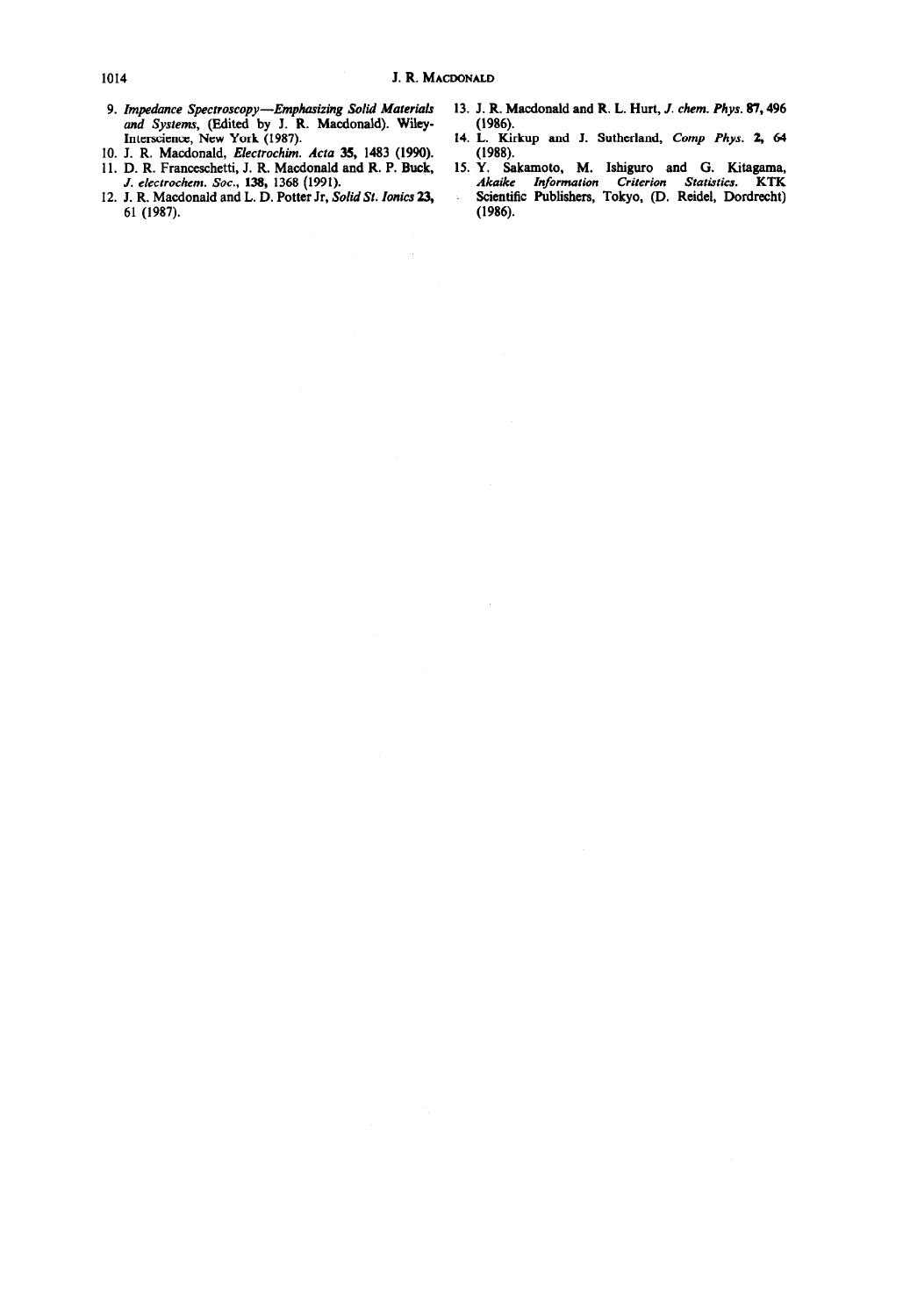9. *Impedance Spectroscopy—Emphasizing Solid Materials and Systems*, (Edited by J. R. Macdonald). Wiley-Interscience, New York (1987).
10. J. R. Macdonald, *Electrochim. Acta* **35**, 1483 (1990).
11. D. R. Franceschetti, J. R. Macdonald and R. P. Buck, *J. electrochem. Soc.*, **138**, 1368 (1991).
12. J. R. Macdonald and L. D. Potter Jr, *Solid St. Ionics* **23**, 61 (1987).
13. J. R. Macdonald and R. L. Hurt, *J. chem. Phys.* **87**, 496 (1986).
14. L. Kirkup and J. Sutherland, *Comp Phys.* **2**, 64 (1988).
15. Y. Sakamoto, M. Ishiguro and G. Kitagama, *Akaike Information Criterion Statistics*. KTK Scientific Publishers, Tokyo, (D. Reidel, Dordrecht) (1986).